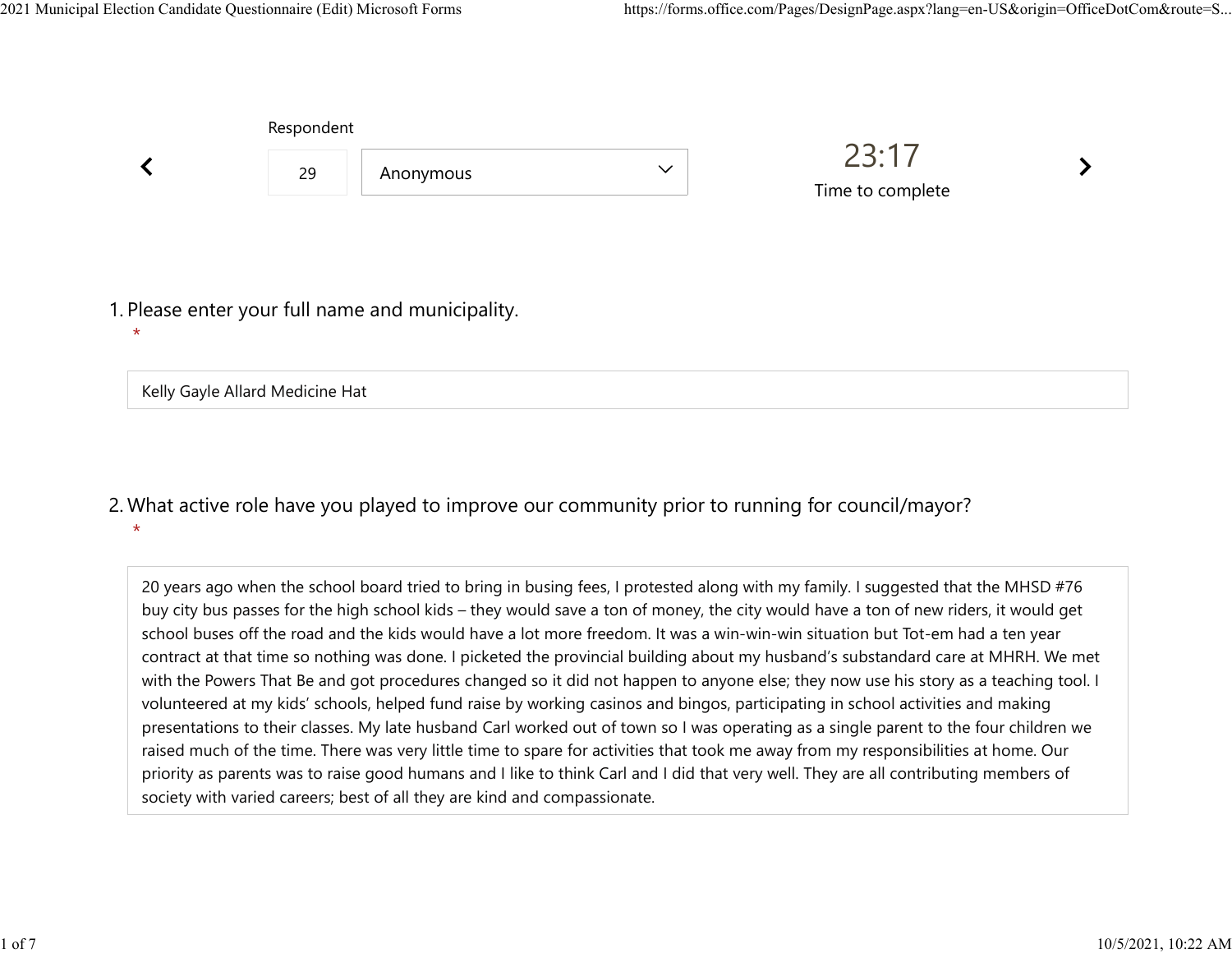Respondent

29 Anonymous

23:17

Time to complete

1. Please enter your full name and municipality.
*

Kelly Gayle Allard Medicine Hat

2. What active role have you played to improve our community prior to running for council/mayor?
*

20 years ago when the school board tried to bring in busing fees, I protested along with my family. I suggested that the MHSD #76 buy city bus passes for the high school kids – they would save a ton of money, the city would have a ton of new riders, it would get school buses off the road and the kids would have a lot more freedom. It was a win-win-win situation but Tot-em had a ten year contract at that time so nothing was done. I picketed the provincial building about my husband's substandard care at MHRH. We met with the Powers That Be and got procedures changed so it did not happen to anyone else; they now use his story as a teaching tool. I volunteered at my kids' schools, helped fund raise by working casinos and bingos, participating in school activities and making presentations to their classes. My late husband Carl worked out of town so I was operating as a single parent to the four children we raised much of the time. There was very little time to spare for activities that took me away from my responsibilities at home. Our priority as parents was to raise good humans and I like to think Carl and I did that very well. They are all contributing members of society with varied careers; best of all they are kind and compassionate.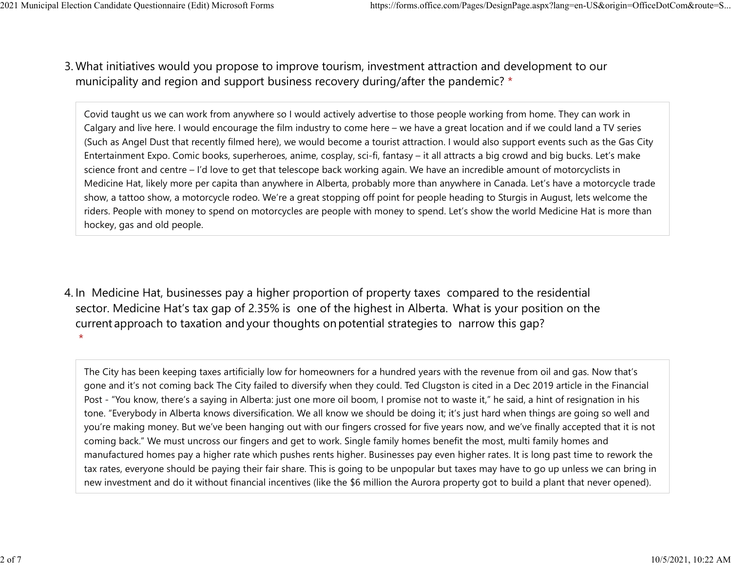3. What initiatives would you propose to improve tourism, investment attraction and development to our municipality and region and support business recovery during/after the pandemic? *

Covid taught us we can work from anywhere so I would actively advertise to those people working from home. They can work in Calgary and live here. I would encourage the film industry to come here – we have a great location and if we could land a TV series (Such as Angel Dust that recently filmed here), we would become a tourist attraction. I would also support events such as the Gas City Entertainment Expo. Comic books, superheroes, anime, cosplay, sci-fi, fantasy – it all attracts a big crowd and big bucks. Let's make science front and centre – I'd love to get that telescope back working again. We have an incredible amount of motorcyclists in Medicine Hat, likely more per capita than anywhere in Alberta, probably more than anywhere in Canada. Let's have a motorcycle trade show, a tattoo show, a motorcycle rodeo. We're a great stopping off point for people heading to Sturgis in August, lets welcome the riders. People with money to spend on motorcycles are people with money to spend. Let's show the world Medicine Hat is more than hockey, gas and old people.

4. In Medicine Hat, businesses pay a higher proportion of property taxes compared to the residential sector. Medicine Hat's tax gap of 2.35% is one of the highest in Alberta. What is your position on the current approach to taxation and your thoughts on potential strategies to narrow this gap? *

The City has been keeping taxes artificially low for homeowners for a hundred years with the revenue from oil and gas. Now that's gone and it's not coming back The City failed to diversify when they could. Ted Clugston is cited in a Dec 2019 article in the Financial Post - "You know, there's a saying in Alberta: just one more oil boom, I promise not to waste it," he said, a hint of resignation in his tone. "Everybody in Alberta knows diversification. We all know we should be doing it; it's just hard when things are going so well and you're making money. But we've been hanging out with our fingers crossed for five years now, and we've finally accepted that it is not coming back." We must uncross our fingers and get to work. Single family homes benefit the most, multi family homes and manufactured homes pay a higher rate which pushes rents higher. Businesses pay even higher rates. It is long past time to rework the tax rates, everyone should be paying their fair share. This is going to be unpopular but taxes may have to go up unless we can bring in new investment and do it without financial incentives (like the $6 million the Aurora property got to build a plant that never opened).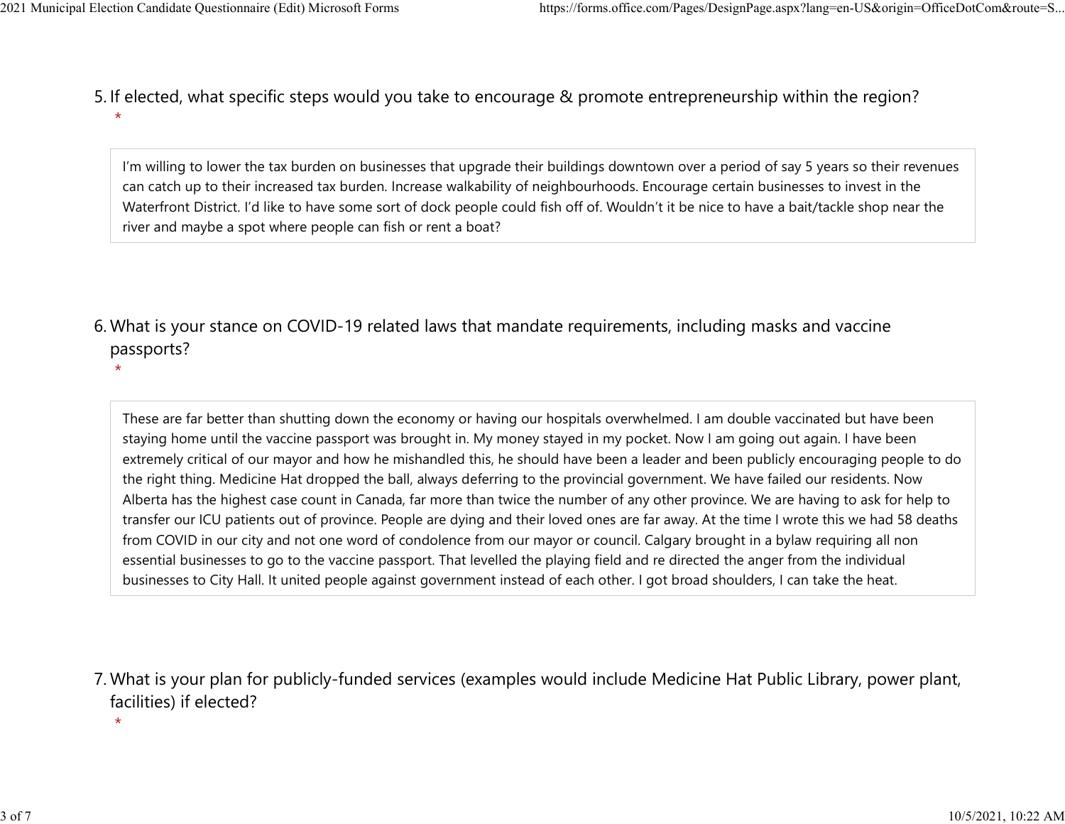5. If elected, what specific steps would you take to encourage & promote entrepreneurship within the region? *

> I'm willing to lower the tax burden on businesses that upgrade their buildings downtown over a period of say 5 years so their revenues can catch up to their increased tax burden. Increase walkability of neighbourhoods. Encourage certain businesses to invest in the Waterfront District. I'd like to have some sort of dock people could fish off of. Wouldn't it be nice to have a bait/tackle shop near the river and maybe a spot where people can fish or rent a boat?

6. What is your stance on COVID-19 related laws that mandate requirements, including masks and vaccine passports? *

> These are far better than shutting down the economy or having our hospitals overwhelmed. I am double vaccinated but have been staying home until the vaccine passport was brought in. My money stayed in my pocket. Now I am going out again. I have been extremely critical of our mayor and how he mishandled this, he should have been a leader and been publicly encouraging people to do the right thing. Medicine Hat dropped the ball, always deferring to the provincial government. We have failed our residents. Now Alberta has the highest case count in Canada, far more than twice the number of any other province. We are having to ask for help to transfer our ICU patients out of province. People are dying and their loved ones are far away. At the time I wrote this we had 58 deaths from COVID in our city and not one word of condolence from our mayor or council. Calgary brought in a bylaw requiring all non essential businesses to go to the vaccine passport. That levelled the playing field and re directed the anger from the individual businesses to City Hall. It united people against government instead of each other. I got broad shoulders, I can take the heat.

7. What is your plan for publicly-funded services (examples would include Medicine Hat Public Library, power plant, facilities) if elected? *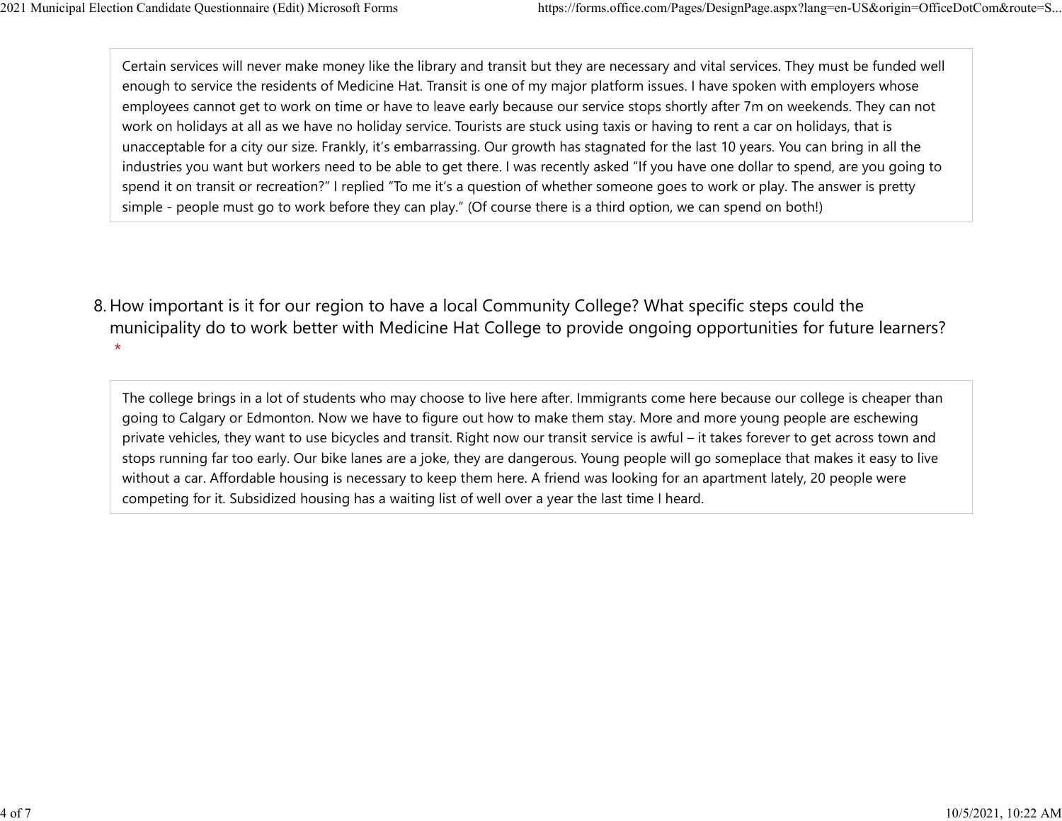Certain services will never make money like the library and transit but they are necessary and vital services. They must be funded well enough to service the residents of Medicine Hat. Transit is one of my major platform issues. I have spoken with employers whose employees cannot get to work on time or have to leave early because our service stops shortly after 7m on weekends. They can not work on holidays at all as we have no holiday service. Tourists are stuck using taxis or having to rent a car on holidays, that is unacceptable for a city our size. Frankly, it's embarrassing. Our growth has stagnated for the last 10 years. You can bring in all the industries you want but workers need to be able to get there. I was recently asked "If you have one dollar to spend, are you going to spend it on transit or recreation?" I replied "To me it's a question of whether someone goes to work or play. The answer is pretty simple - people must go to work before they can play." (Of course there is a third option, we can spend on both!)

8. How important is it for our region to have a local Community College? What specific steps could the municipality do to work better with Medicine Hat College to provide ongoing opportunities for future learners? *

The college brings in a lot of students who may choose to live here after. Immigrants come here because our college is cheaper than going to Calgary or Edmonton. Now we have to figure out how to make them stay. More and more young people are eschewing private vehicles, they want to use bicycles and transit. Right now our transit service is awful – it takes forever to get across town and stops running far too early. Our bike lanes are a joke, they are dangerous. Young people will go someplace that makes it easy to live without a car. Affordable housing is necessary to keep them here. A friend was looking for an apartment lately, 20 people were competing for it. Subsidized housing has a waiting list of well over a year the last time I heard.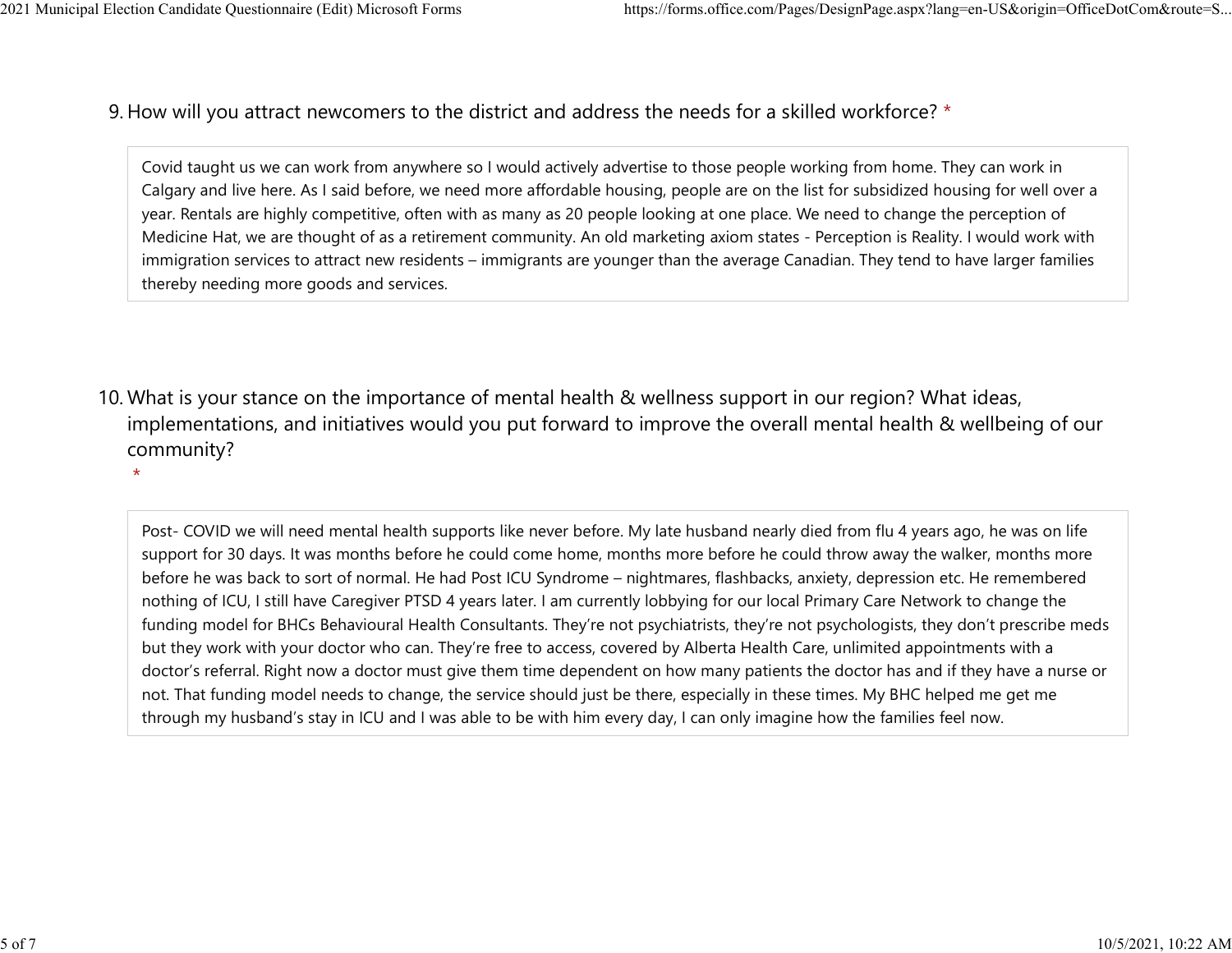9. How will you attract newcomers to the district and address the needs for a skilled workforce? *

Covid taught us we can work from anywhere so I would actively advertise to those people working from home. They can work in Calgary and live here. As I said before, we need more affordable housing, people are on the list for subsidized housing for well over a year. Rentals are highly competitive, often with as many as 20 people looking at one place. We need to change the perception of Medicine Hat, we are thought of as a retirement community. An old marketing axiom states - Perception is Reality. I would work with immigration services to attract new residents – immigrants are younger than the average Canadian. They tend to have larger families thereby needing more goods and services.

10. What is your stance on the importance of mental health & wellness support in our region? What ideas, implementations, and initiatives would you put forward to improve the overall mental health & wellbeing of our community? *

Post- COVID we will need mental health supports like never before. My late husband nearly died from flu 4 years ago, he was on life support for 30 days. It was months before he could come home, months more before he could throw away the walker, months more before he was back to sort of normal. He had Post ICU Syndrome – nightmares, flashbacks, anxiety, depression etc. He remembered nothing of ICU, I still have Caregiver PTSD 4 years later. I am currently lobbying for our local Primary Care Network to change the funding model for BHCs Behavioural Health Consultants. They're not psychiatrists, they're not psychologists, they don't prescribe meds but they work with your doctor who can. They're free to access, covered by Alberta Health Care, unlimited appointments with a doctor's referral. Right now a doctor must give them time dependent on how many patients the doctor has and if they have a nurse or not. That funding model needs to change, the service should just be there, especially in these times. My BHC helped me get me through my husband's stay in ICU and I was able to be with him every day, I can only imagine how the families feel now.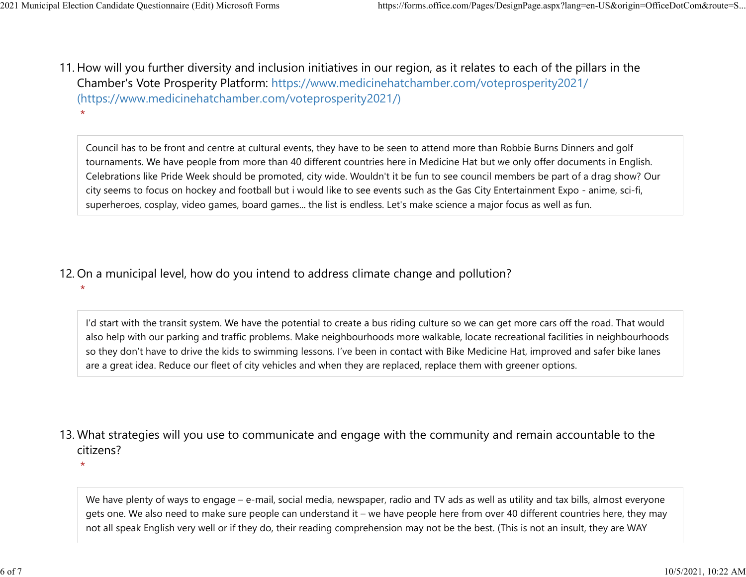11. How will you further diversity and inclusion initiatives in our region, as it relates to each of the pillars in the Chamber's Vote Prosperity Platform: https://www.medicinehatchamber.com/voteprosperity2021/ (https://www.medicinehatchamber.com/voteprosperity2021/)
*

Council has to be front and centre at cultural events, they have to be seen to attend more than Robbie Burns Dinners and golf tournaments. We have people from more than 40 different countries here in Medicine Hat but we only offer documents in English. Celebrations like Pride Week should be promoted, city wide. Wouldn't it be fun to see council members be part of a drag show? Our city seems to focus on hockey and football but i would like to see events such as the Gas City Entertainment Expo - anime, sci-fi, superheroes, cosplay, video games, board games... the list is endless. Let's make science a major focus as well as fun.

12. On a municipal level, how do you intend to address climate change and pollution?
*

I'd start with the transit system. We have the potential to create a bus riding culture so we can get more cars off the road. That would also help with our parking and traffic problems. Make neighbourhoods more walkable, locate recreational facilities in neighbourhoods so they don't have to drive the kids to swimming lessons. I've been in contact with Bike Medicine Hat, improved and safer bike lanes are a great idea. Reduce our fleet of city vehicles and when they are replaced, replace them with greener options.

13. What strategies will you use to communicate and engage with the community and remain accountable to the citizens?
*

We have plenty of ways to engage – e-mail, social media, newspaper, radio and TV ads as well as utility and tax bills, almost everyone gets one. We also need to make sure people can understand it – we have people here from over 40 different countries here, they may not all speak English very well or if they do, their reading comprehension may not be the best. (This is not an insult, they are WAY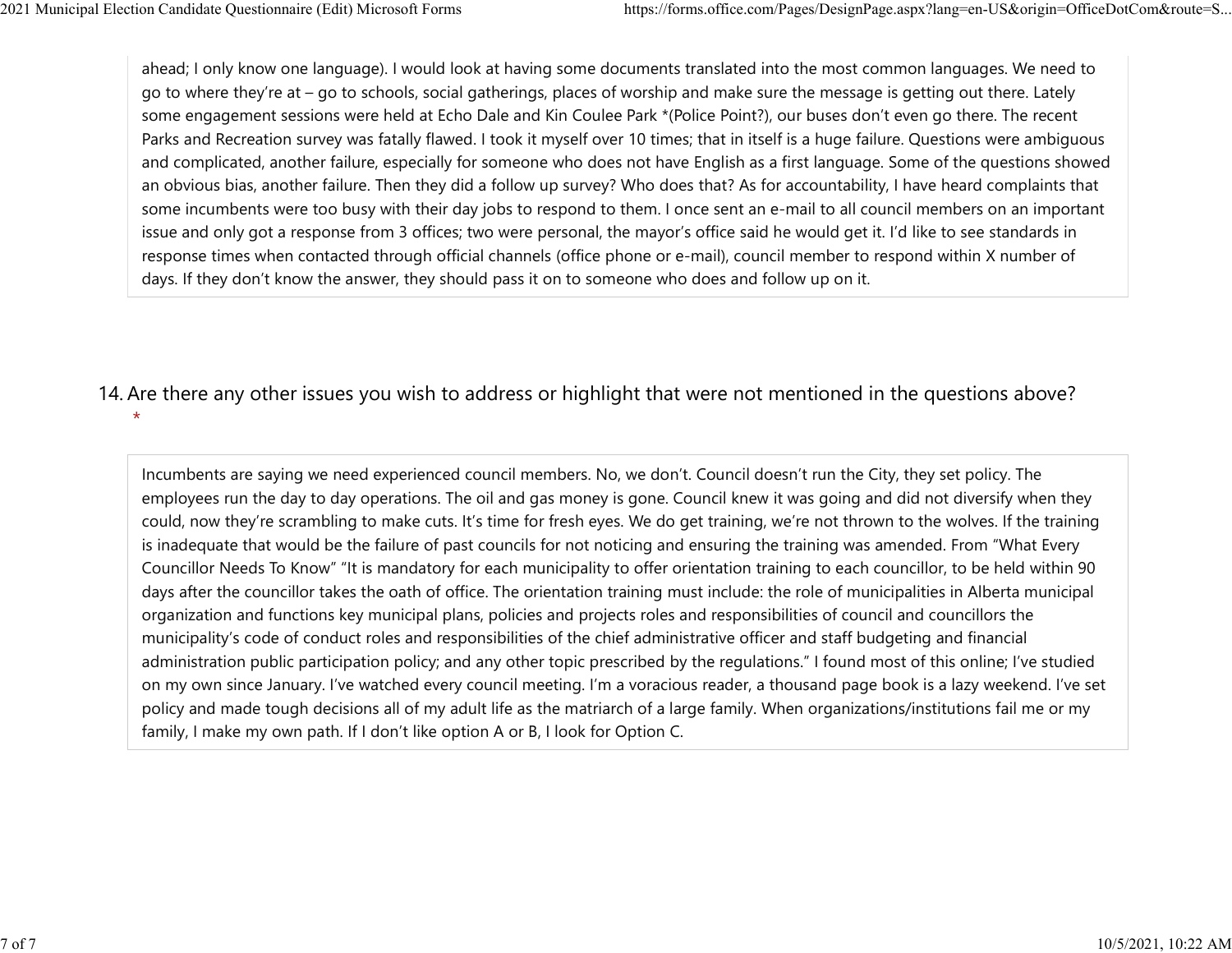ahead; I only know one language). I would look at having some documents translated into the most common languages. We need to go to where they're at – go to schools, social gatherings, places of worship and make sure the message is getting out there. Lately some engagement sessions were held at Echo Dale and Kin Coulee Park *(Police Point?), our buses don't even go there. The recent Parks and Recreation survey was fatally flawed. I took it myself over 10 times; that in itself is a huge failure. Questions were ambiguous and complicated, another failure, especially for someone who does not have English as a first language. Some of the questions showed an obvious bias, another failure. Then they did a follow up survey? Who does that? As for accountability, I have heard complaints that some incumbents were too busy with their day jobs to respond to them. I once sent an e-mail to all council members on an important issue and only got a response from 3 offices; two were personal, the mayor's office said he would get it. I'd like to see standards in response times when contacted through official channels (office phone or e-mail), council member to respond within X number of days. If they don't know the answer, they should pass it on to someone who does and follow up on it.

14. Are there any other issues you wish to address or highlight that were not mentioned in the questions above? *

Incumbents are saying we need experienced council members. No, we don't. Council doesn't run the City, they set policy. The employees run the day to day operations. The oil and gas money is gone. Council knew it was going and did not diversify when they could, now they're scrambling to make cuts. It's time for fresh eyes. We do get training, we're not thrown to the wolves. If the training is inadequate that would be the failure of past councils for not noticing and ensuring the training was amended. From "What Every Councillor Needs To Know" "It is mandatory for each municipality to offer orientation training to each councillor, to be held within 90 days after the councillor takes the oath of office. The orientation training must include: the role of municipalities in Alberta municipal organization and functions key municipal plans, policies and projects roles and responsibilities of council and councillors the municipality's code of conduct roles and responsibilities of the chief administrative officer and staff budgeting and financial administration public participation policy; and any other topic prescribed by the regulations." I found most of this online; I've studied on my own since January. I've watched every council meeting. I'm a voracious reader, a thousand page book is a lazy weekend. I've set policy and made tough decisions all of my adult life as the matriarch of a large family. When organizations/institutions fail me or my family, I make my own path. If I don't like option A or B, I look for Option C.